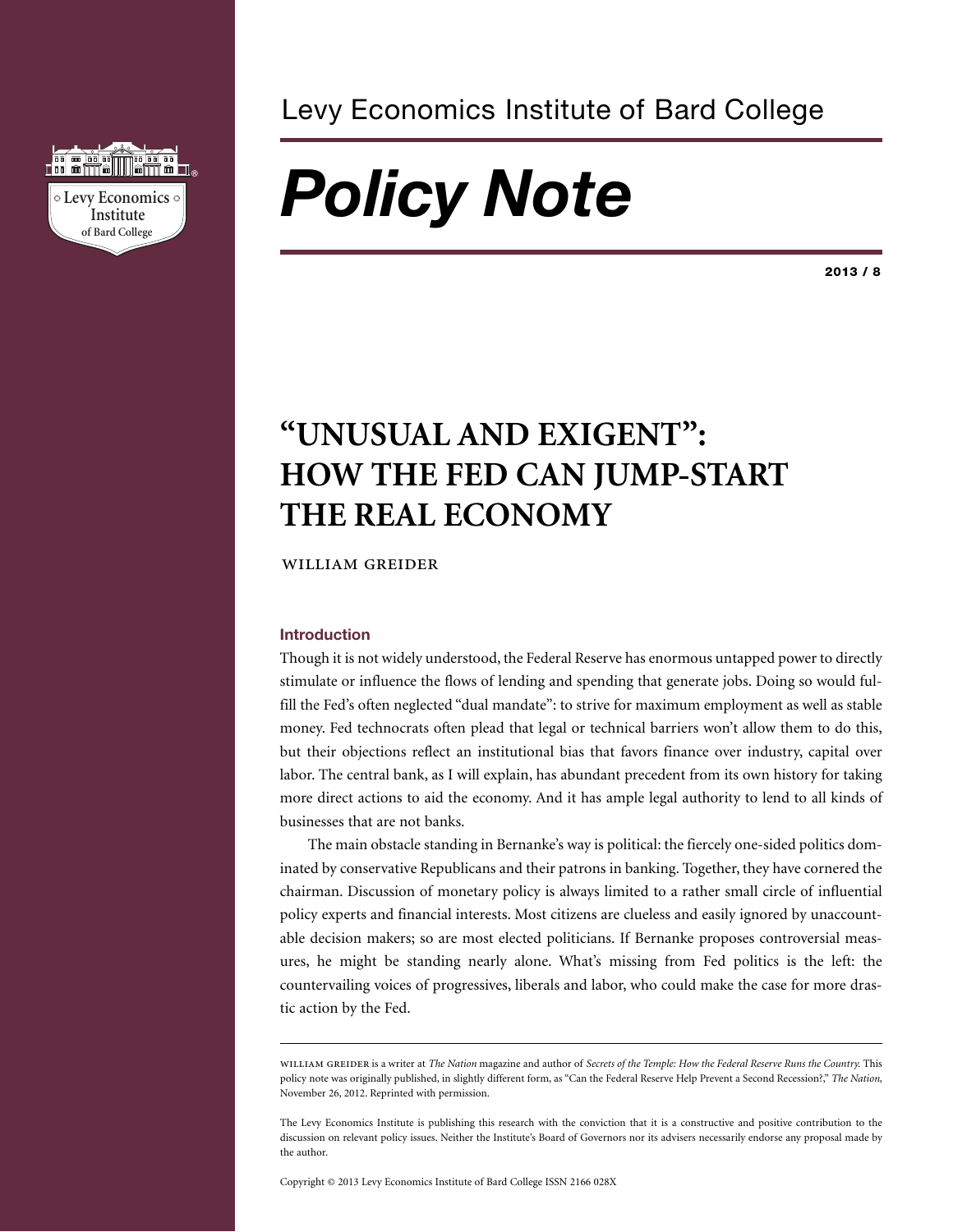Levy Economics Institute of Bard College

# *Policy Note*

**2013 / 8**

# "UNUSUAL AND EXIGENT": HOW THE FED CAN JUMP-START THE REAL ECONOMY

WILLIAM GREIDER

### Introduction

Though it is not widely understood, the Federal Reserve has enormous untapped power to directly stimulate or influence the flows of lending and spending that generate jobs. Doing so would fulfill the Fed's often neglected "dual mandate": to strive for maximum employment as well as stable money. Fed technocrats often plead that legal or technical barriers won't allow them to do this, but their objections reflect an institutional bias that favors finance over industry, capital over labor. The central bank, as I will explain, has abundant precedent from its own history for taking more direct actions to aid the economy. And it has ample legal authority to lend to all kinds of businesses that are not banks.

The main obstacle standing in Bernanke's way is political: the fiercely one-sided politics dominated by conservative Republicans and their patrons in banking. Together, they have cornered the chairman. Discussion of monetary policy is always limited to a rather small circle of influential policy experts and financial interests. Most citizens are clueless and easily ignored by unaccountable decision makers; so are most elected politicians. If Bernanke proposes controversial measures, he might be standing nearly alone. What's missing from Fed politics is the left: the countervailing voices of progressives, liberals and labor, who could make the case for more drastic action by the Fed.

---

WILLIAM GREIDER is a writer at *The Nation* magazine and author of *Secrets of the Temple: How the Federal Reserve Runs the Country.* This policy note was originally published, in slightly different form, as "Can the Federal Reserve Help Prevent a Second Recession?," *The Nation*, November 26, 2012. Reprinted with permission.

The Levy Economics Institute is publishing this research with the conviction that it is a constructive and positive contribution to the discussion on relevant policy issues. Neither the Institute's Board of Governors nor its advisers necessarily endorse any proposal made by the author.

Copyright © 2013 Levy Economics Institute of Bard College ISSN 2166 028X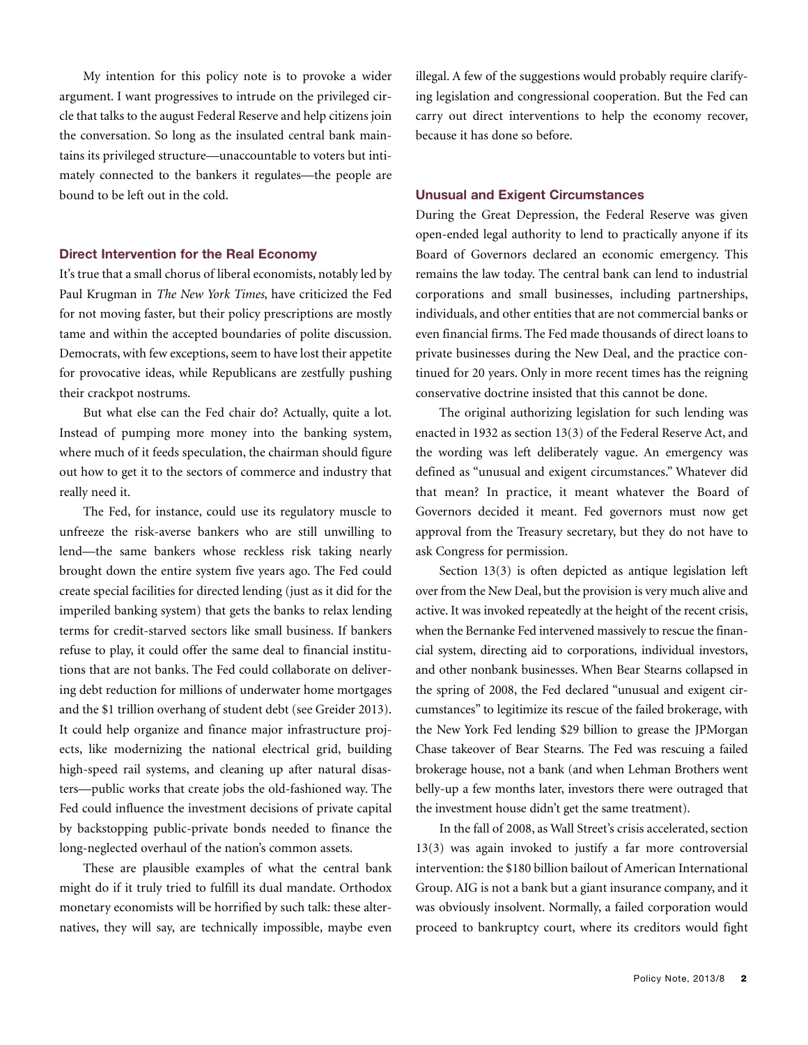My intention for this policy note is to provoke a wider argument. I want progressives to intrude on the privileged circle that talks to the august Federal Reserve and help citizens join the conversation. So long as the insulated central bank maintains its privileged structure—unaccountable to voters but intimately connected to the bankers it regulates—the people are bound to be left out in the cold.

## Direct Intervention for the Real Economy

It's true that a small chorus of liberal economists, notably led by Paul Krugman in *The New York Times*, have criticized the Fed for not moving faster, but their policy prescriptions are mostly tame and within the accepted boundaries of polite discussion. Democrats, with few exceptions, seem to have lost their appetite for provocative ideas, while Republicans are zestfully pushing their crackpot nostrums.

But what else can the Fed chair do? Actually, quite a lot. Instead of pumping more money into the banking system, where much of it feeds speculation, the chairman should figure out how to get it to the sectors of commerce and industry that really need it.

The Fed, for instance, could use its regulatory muscle to unfreeze the risk-averse bankers who are still unwilling to lend—the same bankers whose reckless risk taking nearly brought down the entire system five years ago. The Fed could create special facilities for directed lending (just as it did for the imperiled banking system) that gets the banks to relax lending terms for credit-starved sectors like small business. If bankers refuse to play, it could offer the same deal to financial institutions that are not banks. The Fed could collaborate on delivering debt reduction for millions of underwater home mortgages and the $1 trillion overhang of student debt (see Greider 2013). It could help organize and finance major infrastructure projects, like modernizing the national electrical grid, building high-speed rail systems, and cleaning up after natural disasters—public works that create jobs the old-fashioned way. The Fed could influence the investment decisions of private capital by backstopping public-private bonds needed to finance the long-neglected overhaul of the nation's common assets.

These are plausible examples of what the central bank might do if it truly tried to fulfill its dual mandate. Orthodox monetary economists will be horrified by such talk: these alternatives, they will say, are technically impossible, maybe even illegal. A few of the suggestions would probably require clarifying legislation and congressional cooperation. But the Fed can carry out direct interventions to help the economy recover, because it has done so before.

## Unusual and Exigent Circumstances

During the Great Depression, the Federal Reserve was given open-ended legal authority to lend to practically anyone if its Board of Governors declared an economic emergency. This remains the law today. The central bank can lend to industrial corporations and small businesses, including partnerships, individuals, and other entities that are not commercial banks or even financial firms. The Fed made thousands of direct loans to private businesses during the New Deal, and the practice continued for 20 years. Only in more recent times has the reigning conservative doctrine insisted that this cannot be done.

The original authorizing legislation for such lending was enacted in 1932 as section 13(3) of the Federal Reserve Act, and the wording was left deliberately vague. An emergency was defined as "unusual and exigent circumstances." Whatever did that mean? In practice, it meant whatever the Board of Governors decided it meant. Fed governors must now get approval from the Treasury secretary, but they do not have to ask Congress for permission.

Section 13(3) is often depicted as antique legislation left over from the New Deal, but the provision is very much alive and active. It was invoked repeatedly at the height of the recent crisis, when the Bernanke Fed intervened massively to rescue the financial system, directing aid to corporations, individual investors, and other nonbank businesses. When Bear Stearns collapsed in the spring of 2008, the Fed declared "unusual and exigent circumstances" to legitimize its rescue of the failed brokerage, with the New York Fed lending $29 billion to grease the JPMorgan Chase takeover of Bear Stearns. The Fed was rescuing a failed brokerage house, not a bank (and when Lehman Brothers went belly-up a few months later, investors there were outraged that the investment house didn't get the same treatment).

In the fall of 2008, as Wall Street's crisis accelerated, section 13(3) was again invoked to justify a far more controversial intervention: the $180 billion bailout of American International Group. AIG is not a bank but a giant insurance company, and it was obviously insolvent. Normally, a failed corporation would proceed to bankruptcy court, where its creditors would fight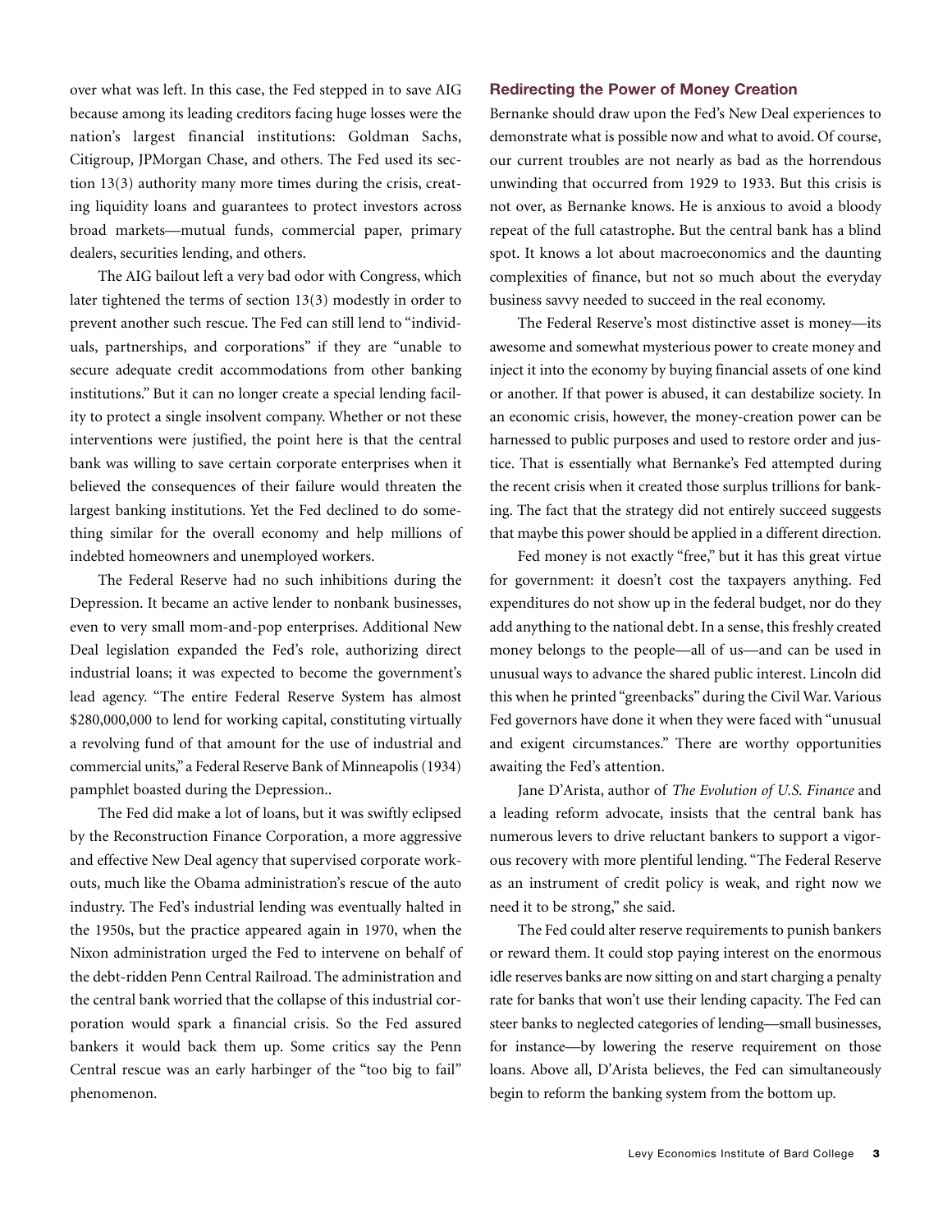over what was left. In this case, the Fed stepped in to save AIG because among its leading creditors facing huge losses were the nation's largest financial institutions: Goldman Sachs, Citigroup, JPMorgan Chase, and others. The Fed used its section 13(3) authority many more times during the crisis, creating liquidity loans and guarantees to protect investors across broad markets—mutual funds, commercial paper, primary dealers, securities lending, and others.

The AIG bailout left a very bad odor with Congress, which later tightened the terms of section 13(3) modestly in order to prevent another such rescue. The Fed can still lend to "individuals, partnerships, and corporations" if they are "unable to secure adequate credit accommodations from other banking institutions." But it can no longer create a special lending facility to protect a single insolvent company. Whether or not these interventions were justified, the point here is that the central bank was willing to save certain corporate enterprises when it believed the consequences of their failure would threaten the largest banking institutions. Yet the Fed declined to do something similar for the overall economy and help millions of indebted homeowners and unemployed workers.

The Federal Reserve had no such inhibitions during the Depression. It became an active lender to nonbank businesses, even to very small mom-and-pop enterprises. Additional New Deal legislation expanded the Fed's role, authorizing direct industrial loans; it was expected to become the government's lead agency. "The entire Federal Reserve System has almost $280,000,000 to lend for working capital, constituting virtually a revolving fund of that amount for the use of industrial and commercial units," a Federal Reserve Bank of Minneapolis (1934) pamphlet boasted during the Depression..

The Fed did make a lot of loans, but it was swiftly eclipsed by the Reconstruction Finance Corporation, a more aggressive and effective New Deal agency that supervised corporate workouts, much like the Obama administration's rescue of the auto industry. The Fed's industrial lending was eventually halted in the 1950s, but the practice appeared again in 1970, when the Nixon administration urged the Fed to intervene on behalf of the debt-ridden Penn Central Railroad. The administration and the central bank worried that the collapse of this industrial corporation would spark a financial crisis. So the Fed assured bankers it would back them up. Some critics say the Penn Central rescue was an early harbinger of the "too big to fail" phenomenon.

## Redirecting the Power of Money Creation

Bernanke should draw upon the Fed's New Deal experiences to demonstrate what is possible now and what to avoid. Of course, our current troubles are not nearly as bad as the horrendous unwinding that occurred from 1929 to 1933. But this crisis is not over, as Bernanke knows. He is anxious to avoid a bloody repeat of the full catastrophe. But the central bank has a blind spot. It knows a lot about macroeconomics and the daunting complexities of finance, but not so much about the everyday business savvy needed to succeed in the real economy.

The Federal Reserve's most distinctive asset is money—its awesome and somewhat mysterious power to create money and inject it into the economy by buying financial assets of one kind or another. If that power is abused, it can destabilize society. In an economic crisis, however, the money-creation power can be harnessed to public purposes and used to restore order and justice. That is essentially what Bernanke's Fed attempted during the recent crisis when it created those surplus trillions for banking. The fact that the strategy did not entirely succeed suggests that maybe this power should be applied in a different direction.

Fed money is not exactly "free," but it has this great virtue for government: it doesn't cost the taxpayers anything. Fed expenditures do not show up in the federal budget, nor do they add anything to the national debt. In a sense, this freshly created money belongs to the people—all of us—and can be used in unusual ways to advance the shared public interest. Lincoln did this when he printed "greenbacks" during the Civil War. Various Fed governors have done it when they were faced with "unusual and exigent circumstances." There are worthy opportunities awaiting the Fed's attention.

Jane D'Arista, author of *The Evolution of U.S. Finance* and a leading reform advocate, insists that the central bank has numerous levers to drive reluctant bankers to support a vigorous recovery with more plentiful lending. "The Federal Reserve as an instrument of credit policy is weak, and right now we need it to be strong," she said.

The Fed could alter reserve requirements to punish bankers or reward them. It could stop paying interest on the enormous idle reserves banks are now sitting on and start charging a penalty rate for banks that won't use their lending capacity. The Fed can steer banks to neglected categories of lending—small businesses, for instance—by lowering the reserve requirement on those loans. Above all, D'Arista believes, the Fed can simultaneously begin to reform the banking system from the bottom up.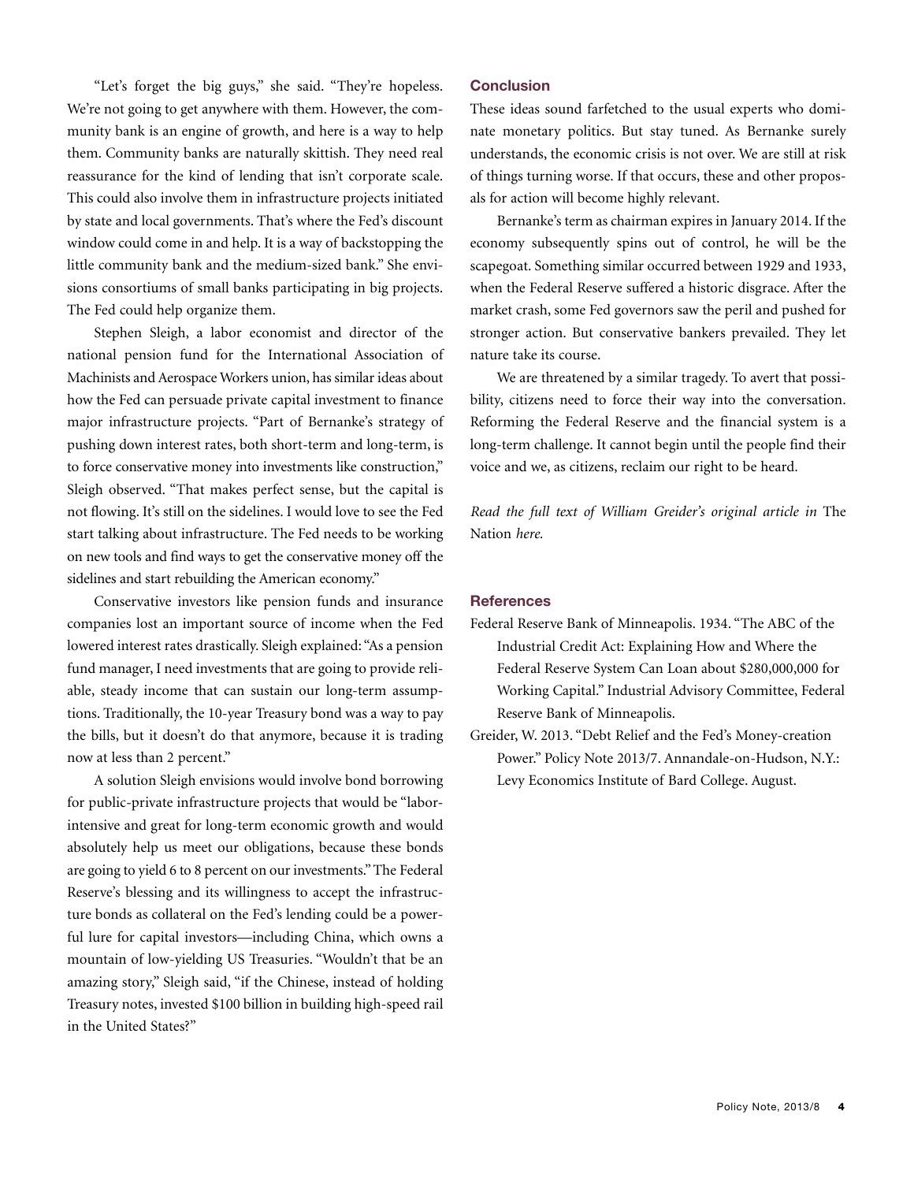"Let's forget the big guys," she said. "They're hopeless. We're not going to get anywhere with them. However, the community bank is an engine of growth, and here is a way to help them. Community banks are naturally skittish. They need real reassurance for the kind of lending that isn't corporate scale. This could also involve them in infrastructure projects initiated by state and local governments. That's where the Fed's discount window could come in and help. It is a way of backstopping the little community bank and the medium-sized bank." She envisions consortiums of small banks participating in big projects. The Fed could help organize them.

Stephen Sleigh, a labor economist and director of the national pension fund for the International Association of Machinists and Aerospace Workers union, has similar ideas about how the Fed can persuade private capital investment to finance major infrastructure projects. "Part of Bernanke's strategy of pushing down interest rates, both short-term and long-term, is to force conservative money into investments like construction," Sleigh observed. "That makes perfect sense, but the capital is not flowing. It's still on the sidelines. I would love to see the Fed start talking about infrastructure. The Fed needs to be working on new tools and find ways to get the conservative money off the sidelines and start rebuilding the American economy."

Conservative investors like pension funds and insurance companies lost an important source of income when the Fed lowered interest rates drastically. Sleigh explained: "As a pension fund manager, I need investments that are going to provide reliable, steady income that can sustain our long-term assumptions. Traditionally, the 10-year Treasury bond was a way to pay the bills, but it doesn't do that anymore, because it is trading now at less than 2 percent."

A solution Sleigh envisions would involve bond borrowing for public-private infrastructure projects that would be "labor-intensive and great for long-term economic growth and would absolutely help us meet our obligations, because these bonds are going to yield 6 to 8 percent on our investments." The Federal Reserve's blessing and its willingness to accept the infrastructure bonds as collateral on the Fed's lending could be a powerful lure for capital investors—including China, which owns a mountain of low-yielding US Treasuries. "Wouldn't that be an amazing story," Sleigh said, "if the Chinese, instead of holding Treasury notes, invested $100 billion in building high-speed rail in the United States?"

## Conclusion

These ideas sound farfetched to the usual experts who dominate monetary politics. But stay tuned. As Bernanke surely understands, the economic crisis is not over. We are still at risk of things turning worse. If that occurs, these and other proposals for action will become highly relevant.

Bernanke's term as chairman expires in January 2014. If the economy subsequently spins out of control, he will be the scapegoat. Something similar occurred between 1929 and 1933, when the Federal Reserve suffered a historic disgrace. After the market crash, some Fed governors saw the peril and pushed for stronger action. But conservative bankers prevailed. They let nature take its course.

We are threatened by a similar tragedy. To avert that possibility, citizens need to force their way into the conversation. Reforming the Federal Reserve and the financial system is a long-term challenge. It cannot begin until the people find their voice and we, as citizens, reclaim our right to be heard.

*Read the full text of William Greider's original article in* The Nation *here.*

## References

Federal Reserve Bank of Minneapolis. 1934. "The ABC of the Industrial Credit Act: Explaining How and Where the Federal Reserve System Can Loan about $280,000,000 for Working Capital." Industrial Advisory Committee, Federal Reserve Bank of Minneapolis.

Greider, W. 2013. "Debt Relief and the Fed's Money-creation Power." Policy Note 2013/7. Annandale-on-Hudson, N.Y.: Levy Economics Institute of Bard College. August.